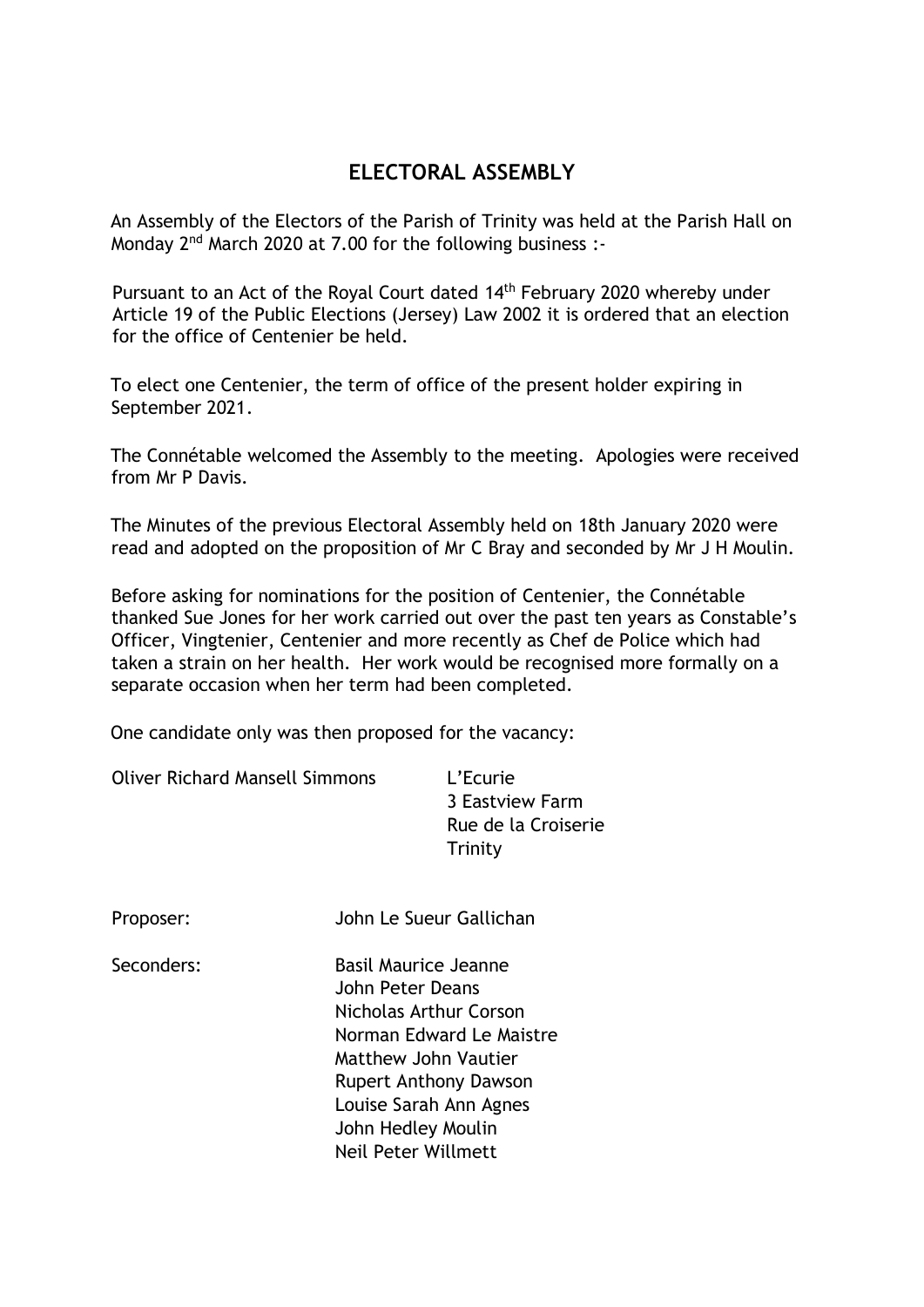# ELECTORAL ASSEMBLY

An Assembly of the Electors of the Parish of Trinity was held at the Parish Hall on Monday 2nd March 2020 at 7.00 for the following business :-

Pursuant to an Act of the Royal Court dated 14th February 2020 whereby under Article 19 of the Public Elections (Jersey) Law 2002 it is ordered that an election for the office of Centenier be held.

To elect one Centenier, the term of office of the present holder expiring in September 2021.

The Connétable welcomed the Assembly to the meeting. Apologies were received from Mr P Davis.

The Minutes of the previous Electoral Assembly held on 18th January 2020 were read and adopted on the proposition of Mr C Bray and seconded by Mr J H Moulin.

Before asking for nominations for the position of Centenier, the Connétable thanked Sue Jones for her work carried out over the past ten years as Constable's Officer, Vingtenier, Centenier and more recently as Chef de Police which had taken a strain on her health. Her work would be recognised more formally on a separate occasion when her term had been completed.

One candidate only was then proposed for the vacancy:

Oliver Richard Mansell Simmons
L'Ecurie
3 Eastview Farm
Rue de la Croiserie
Trinity

Proposer: John Le Sueur Gallichan

Seconders:
Basil Maurice Jeanne
John Peter Deans
Nicholas Arthur Corson
Norman Edward Le Maistre
Matthew John Vautier
Rupert Anthony Dawson
Louise Sarah Ann Agnes
John Hedley Moulin
Neil Peter Willmett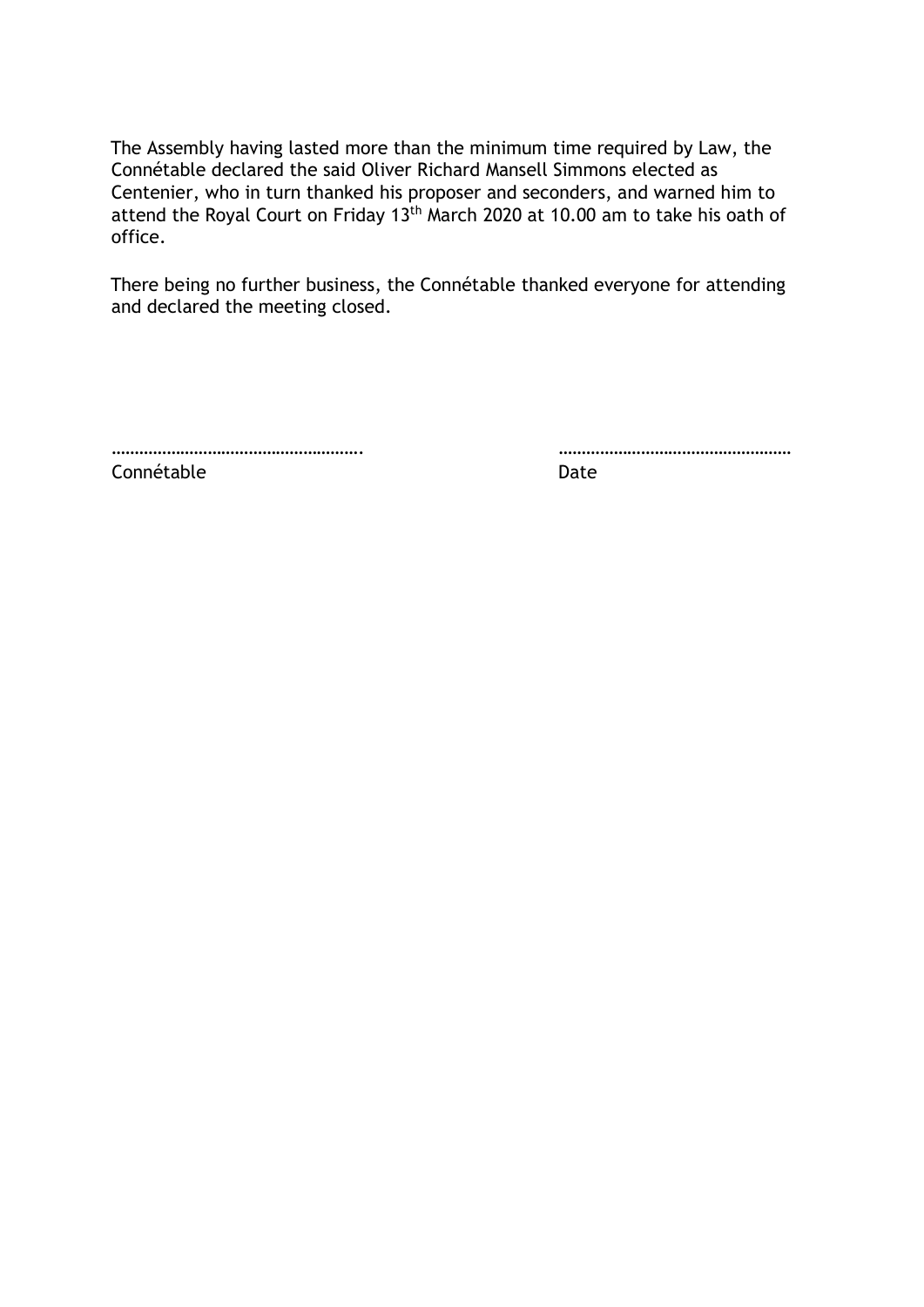The Assembly having lasted more than the minimum time required by Law, the Connétable declared the said Oliver Richard Mansell Simmons elected as Centenier, who in turn thanked his proposer and seconders, and warned him to attend the Royal Court on Friday 13th March 2020 at 10.00 am to take his oath of office.

There being no further business, the Connétable thanked everyone for attending and declared the meeting closed.

……………………………………………….

Connétable

……………………………………………

Date